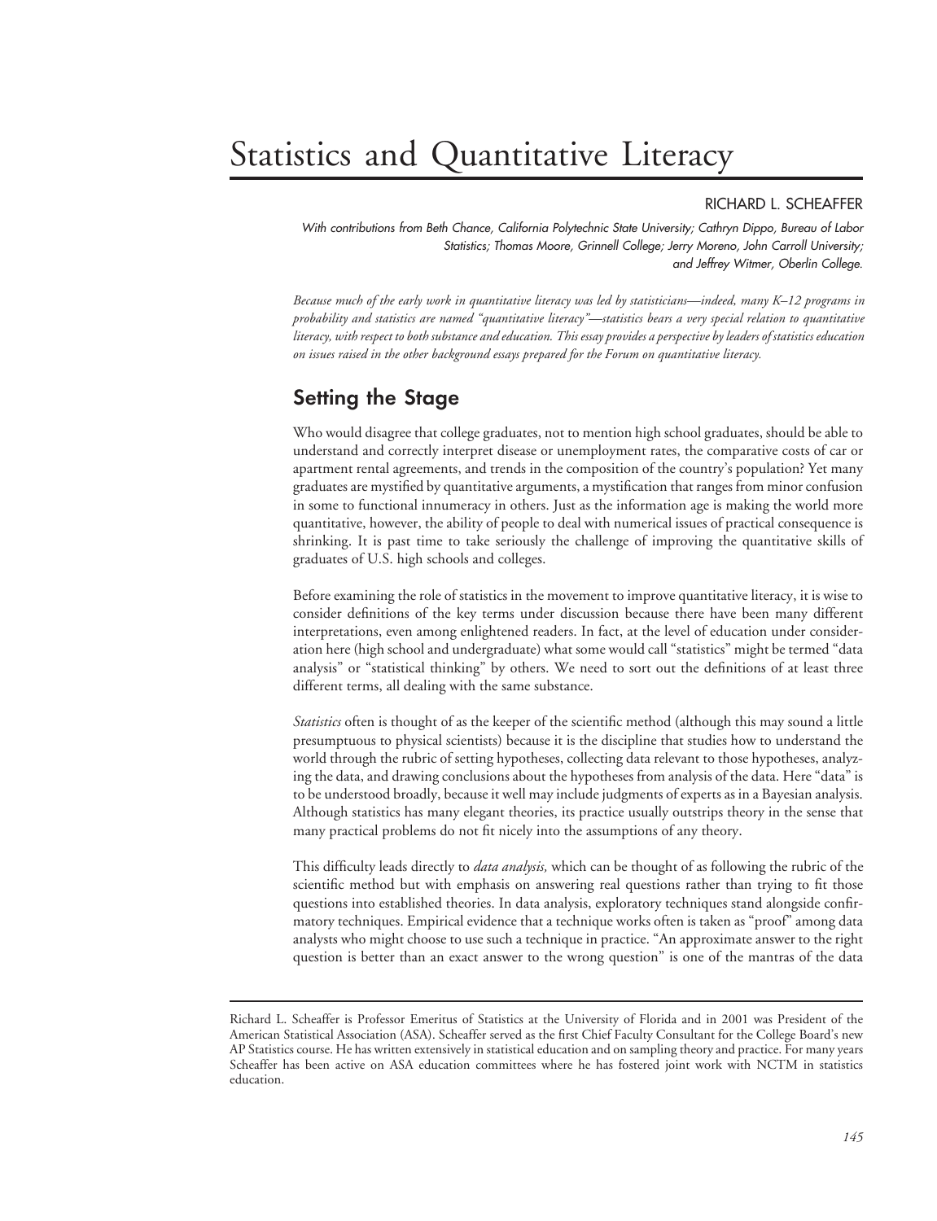# Statistics and Quantitative Literacy

RICHARD L. SCHEAFFER

*With contributions from Beth Chance, California Polytechnic State University; Cathryn Dippo, Bureau of Labor Statistics; Thomas Moore, Grinnell College; Jerry Moreno, John Carroll University; and Jeffrey Witmer, Oberlin College.*

*Because much of the early work in quantitative literacy was led by statisticians—indeed, many K–12 programs in probability and statistics are named "quantitative literacy"—statistics bears a very special relation to quantitative literacy, with respect to both substance and education. This essay provides a perspective by leaders of statistics education on issues raised in the other background essays prepared for the Forum on quantitative literacy.*

## Setting the Stage

Who would disagree that college graduates, not to mention high school graduates, should be able to understand and correctly interpret disease or unemployment rates, the comparative costs of car or apartment rental agreements, and trends in the composition of the country's population? Yet many graduates are mystified by quantitative arguments, a mystification that ranges from minor confusion in some to functional innumeracy in others. Just as the information age is making the world more quantitative, however, the ability of people to deal with numerical issues of practical consequence is shrinking. It is past time to take seriously the challenge of improving the quantitative skills of graduates of U.S. high schools and colleges.

Before examining the role of statistics in the movement to improve quantitative literacy, it is wise to consider definitions of the key terms under discussion because there have been many different interpretations, even among enlightened readers. In fact, at the level of education under consideration here (high school and undergraduate) what some would call "statistics" might be termed "data analysis" or "statistical thinking" by others. We need to sort out the definitions of at least three different terms, all dealing with the same substance.

*Statistics* often is thought of as the keeper of the scientific method (although this may sound a little presumptuous to physical scientists) because it is the discipline that studies how to understand the world through the rubric of setting hypotheses, collecting data relevant to those hypotheses, analyzing the data, and drawing conclusions about the hypotheses from analysis of the data. Here "data" is to be understood broadly, because it well may include judgments of experts as in a Bayesian analysis. Although statistics has many elegant theories, its practice usually outstrips theory in the sense that many practical problems do not fit nicely into the assumptions of any theory.

This difficulty leads directly to *data analysis,* which can be thought of as following the rubric of the scientific method but with emphasis on answering real questions rather than trying to fit those questions into established theories. In data analysis, exploratory techniques stand alongside confirmatory techniques. Empirical evidence that a technique works often is taken as "proof" among data analysts who might choose to use such a technique in practice. "An approximate answer to the right question is better than an exact answer to the wrong question" is one of the mantras of the data

---

Richard L. Scheaffer is Professor Emeritus of Statistics at the University of Florida and in 2001 was President of the American Statistical Association (ASA). Scheaffer served as the first Chief Faculty Consultant for the College Board's new AP Statistics course. He has written extensively in statistical education and on sampling theory and practice. For many years Scheaffer has been active on ASA education committees where he has fostered joint work with NCTM in statistics education.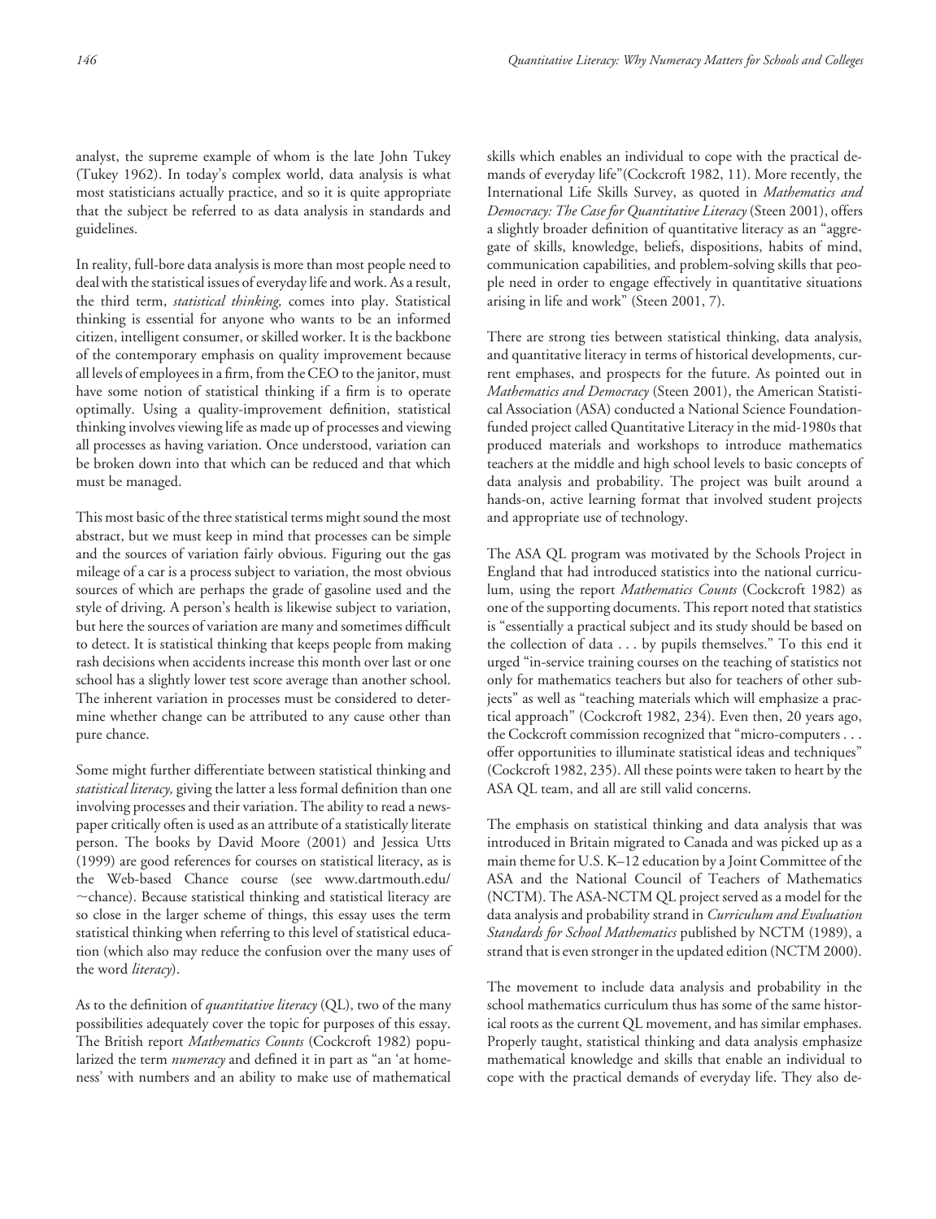analyst, the supreme example of whom is the late John Tukey (Tukey 1962). In today's complex world, data analysis is what most statisticians actually practice, and so it is quite appropriate that the subject be referred to as data analysis in standards and guidelines.

In reality, full-bore data analysis is more than most people need to deal with the statistical issues of everyday life and work. As a result, the third term, *statistical thinking,* comes into play. Statistical thinking is essential for anyone who wants to be an informed citizen, intelligent consumer, or skilled worker. It is the backbone of the contemporary emphasis on quality improvement because all levels of employees in a firm, from the CEO to the janitor, must have some notion of statistical thinking if a firm is to operate optimally. Using a quality-improvement definition, statistical thinking involves viewing life as made up of processes and viewing all processes as having variation. Once understood, variation can be broken down into that which can be reduced and that which must be managed.

This most basic of the three statistical terms might sound the most abstract, but we must keep in mind that processes can be simple and the sources of variation fairly obvious. Figuring out the gas mileage of a car is a process subject to variation, the most obvious sources of which are perhaps the grade of gasoline used and the style of driving. A person's health is likewise subject to variation, but here the sources of variation are many and sometimes difficult to detect. It is statistical thinking that keeps people from making rash decisions when accidents increase this month over last or one school has a slightly lower test score average than another school. The inherent variation in processes must be considered to determine whether change can be attributed to any cause other than pure chance.

Some might further differentiate between statistical thinking and *statistical literacy,* giving the latter a less formal definition than one involving processes and their variation. The ability to read a newspaper critically often is used as an attribute of a statistically literate person. The books by David Moore (2001) and Jessica Utts (1999) are good references for courses on statistical literacy, as is the Web-based Chance course (see www.dartmouth.edu/~chance). Because statistical thinking and statistical literacy are so close in the larger scheme of things, this essay uses the term statistical thinking when referring to this level of statistical education (which also may reduce the confusion over the many uses of the word *literacy*).

As to the definition of *quantitative literacy* (QL), two of the many possibilities adequately cover the topic for purposes of this essay. The British report *Mathematics Counts* (Cockcroft 1982) popularized the term *numeracy* and defined it in part as "an 'at homeness' with numbers and an ability to make use of mathematical skills which enables an individual to cope with the practical demands of everyday life"(Cockcroft 1982, 11). More recently, the International Life Skills Survey, as quoted in *Mathematics and Democracy: The Case for Quantitative Literacy* (Steen 2001), offers a slightly broader definition of quantitative literacy as an "aggregate of skills, knowledge, beliefs, dispositions, habits of mind, communication capabilities, and problem-solving skills that people need in order to engage effectively in quantitative situations arising in life and work" (Steen 2001, 7).

There are strong ties between statistical thinking, data analysis, and quantitative literacy in terms of historical developments, current emphases, and prospects for the future. As pointed out in *Mathematics and Democracy* (Steen 2001), the American Statistical Association (ASA) conducted a National Science Foundation-funded project called Quantitative Literacy in the mid-1980s that produced materials and workshops to introduce mathematics teachers at the middle and high school levels to basic concepts of data analysis and probability. The project was built around a hands-on, active learning format that involved student projects and appropriate use of technology.

The ASA QL program was motivated by the Schools Project in England that had introduced statistics into the national curriculum, using the report *Mathematics Counts* (Cockcroft 1982) as one of the supporting documents. This report noted that statistics is "essentially a practical subject and its study should be based on the collection of data . . . by pupils themselves." To this end it urged "in-service training courses on the teaching of statistics not only for mathematics teachers but also for teachers of other subjects" as well as "teaching materials which will emphasize a practical approach" (Cockcroft 1982, 234). Even then, 20 years ago, the Cockcroft commission recognized that "micro-computers . . . offer opportunities to illuminate statistical ideas and techniques" (Cockcroft 1982, 235). All these points were taken to heart by the ASA QL team, and all are still valid concerns.

The emphasis on statistical thinking and data analysis that was introduced in Britain migrated to Canada and was picked up as a main theme for U.S. K–12 education by a Joint Committee of the ASA and the National Council of Teachers of Mathematics (NCTM). The ASA-NCTM QL project served as a model for the data analysis and probability strand in *Curriculum and Evaluation Standards for School Mathematics* published by NCTM (1989), a strand that is even stronger in the updated edition (NCTM 2000).

The movement to include data analysis and probability in the school mathematics curriculum thus has some of the same historical roots as the current QL movement, and has similar emphases. Properly taught, statistical thinking and data analysis emphasize mathematical knowledge and skills that enable an individual to cope with the practical demands of everyday life. They also de-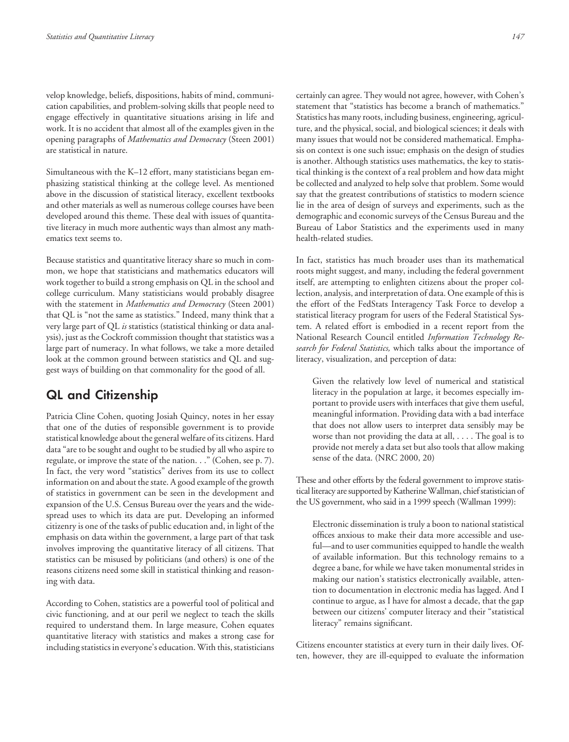velop knowledge, beliefs, dispositions, habits of mind, communication capabilities, and problem-solving skills that people need to engage effectively in quantitative situations arising in life and work. It is no accident that almost all of the examples given in the opening paragraphs of *Mathematics and Democracy* (Steen 2001) are statistical in nature.

Simultaneous with the K–12 effort, many statisticians began emphasizing statistical thinking at the college level. As mentioned above in the discussion of statistical literacy, excellent textbooks and other materials as well as numerous college courses have been developed around this theme. These deal with issues of quantitative literacy in much more authentic ways than almost any mathematics text seems to.

Because statistics and quantitative literacy share so much in common, we hope that statisticians and mathematics educators will work together to build a strong emphasis on QL in the school and college curriculum. Many statisticians would probably disagree with the statement in *Mathematics and Democracy* (Steen 2001) that QL is "not the same as statistics." Indeed, many think that a very large part of QL *is* statistics (statistical thinking or data analysis), just as the Cockroft commission thought that statistics was a large part of numeracy. In what follows, we take a more detailed look at the common ground between statistics and QL and suggest ways of building on that commonality for the good of all.

## QL and Citizenship

Patricia Cline Cohen, quoting Josiah Quincy, notes in her essay that one of the duties of responsible government is to provide statistical knowledge about the general welfare of its citizens. Hard data "are to be sought and ought to be studied by all who aspire to regulate, or improve the state of the nation. . ." (Cohen, see p. 7). In fact, the very word "statistics" derives from its use to collect information on and about the state. A good example of the growth of statistics in government can be seen in the development and expansion of the U.S. Census Bureau over the years and the widespread uses to which its data are put. Developing an informed citizenry is one of the tasks of public education and, in light of the emphasis on data within the government, a large part of that task involves improving the quantitative literacy of all citizens. That statistics can be misused by politicians (and others) is one of the reasons citizens need some skill in statistical thinking and reasoning with data.

According to Cohen, statistics are a powerful tool of political and civic functioning, and at our peril we neglect to teach the skills required to understand them. In large measure, Cohen equates quantitative literacy with statistics and makes a strong case for including statistics in everyone's education. With this, statisticians certainly can agree. They would not agree, however, with Cohen's statement that "statistics has become a branch of mathematics." Statistics has many roots, including business, engineering, agriculture, and the physical, social, and biological sciences; it deals with many issues that would not be considered mathematical. Emphasis on context is one such issue; emphasis on the design of studies is another. Although statistics uses mathematics, the key to statistical thinking is the context of a real problem and how data might be collected and analyzed to help solve that problem. Some would say that the greatest contributions of statistics to modern science lie in the area of design of surveys and experiments, such as the demographic and economic surveys of the Census Bureau and the Bureau of Labor Statistics and the experiments used in many health-related studies.

In fact, statistics has much broader uses than its mathematical roots might suggest, and many, including the federal government itself, are attempting to enlighten citizens about the proper collection, analysis, and interpretation of data. One example of this is the effort of the FedStats Interagency Task Force to develop a statistical literacy program for users of the Federal Statistical System. A related effort is embodied in a recent report from the National Research Council entitled *Information Technology Research for Federal Statistics,* which talks about the importance of literacy, visualization, and perception of data:

> Given the relatively low level of numerical and statistical literacy in the population at large, it becomes especially important to provide users with interfaces that give them useful, meaningful information. Providing data with a bad interface that does not allow users to interpret data sensibly may be worse than not providing the data at all, . . . . The goal is to provide not merely a data set but also tools that allow making sense of the data. (NRC 2000, 20)

These and other efforts by the federal government to improve statistical literacy are supported by Katherine Wallman, chief statistician of the US government, who said in a 1999 speech (Wallman 1999):

> Electronic dissemination is truly a boon to national statistical offices anxious to make their data more accessible and useful—and to user communities equipped to handle the wealth of available information. But this technology remains to a degree a bane, for while we have taken monumental strides in making our nation's statistics electronically available, attention to documentation in electronic media has lagged. And I continue to argue, as I have for almost a decade, that the gap between our citizens' computer literacy and their "statistical literacy" remains significant.

Citizens encounter statistics at every turn in their daily lives. Often, however, they are ill-equipped to evaluate the information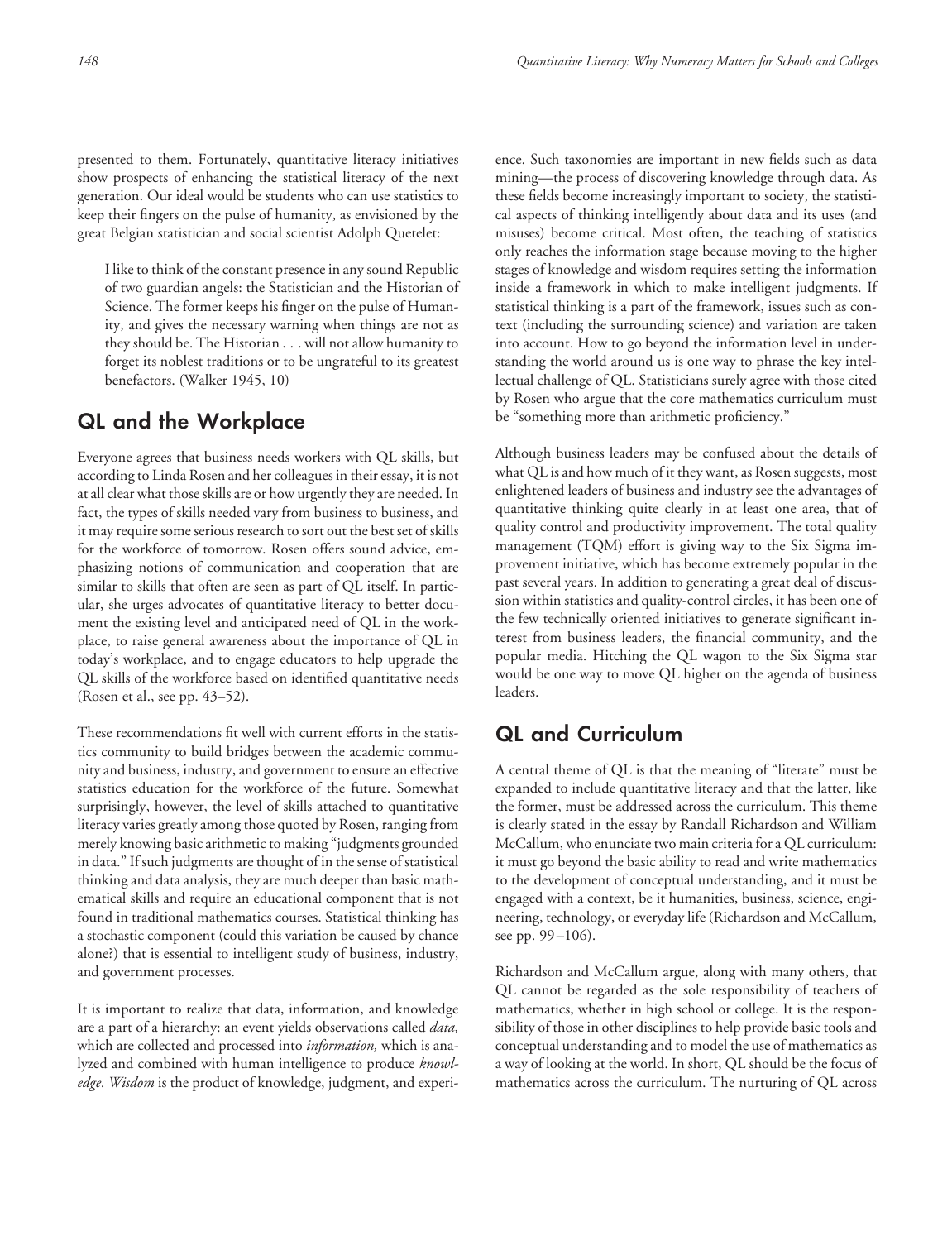presented to them. Fortunately, quantitative literacy initiatives show prospects of enhancing the statistical literacy of the next generation. Our ideal would be students who can use statistics to keep their fingers on the pulse of humanity, as envisioned by the great Belgian statistician and social scientist Adolph Quetelet:

> I like to think of the constant presence in any sound Republic of two guardian angels: the Statistician and the Historian of Science. The former keeps his finger on the pulse of Humanity, and gives the necessary warning when things are not as they should be. The Historian . . . will not allow humanity to forget its noblest traditions or to be ungrateful to its greatest benefactors. (Walker 1945, 10)

## QL and the Workplace

Everyone agrees that business needs workers with QL skills, but according to Linda Rosen and her colleagues in their essay, it is not at all clear what those skills are or how urgently they are needed. In fact, the types of skills needed vary from business to business, and it may require some serious research to sort out the best set of skills for the workforce of tomorrow. Rosen offers sound advice, emphasizing notions of communication and cooperation that are similar to skills that often are seen as part of QL itself. In particular, she urges advocates of quantitative literacy to better document the existing level and anticipated need of QL in the workplace, to raise general awareness about the importance of QL in today's workplace, and to engage educators to help upgrade the QL skills of the workforce based on identified quantitative needs (Rosen et al., see pp. 43–52).

These recommendations fit well with current efforts in the statistics community to build bridges between the academic community and business, industry, and government to ensure an effective statistics education for the workforce of the future. Somewhat surprisingly, however, the level of skills attached to quantitative literacy varies greatly among those quoted by Rosen, ranging from merely knowing basic arithmetic to making "judgments grounded in data." If such judgments are thought of in the sense of statistical thinking and data analysis, they are much deeper than basic mathematical skills and require an educational component that is not found in traditional mathematics courses. Statistical thinking has a stochastic component (could this variation be caused by chance alone?) that is essential to intelligent study of business, industry, and government processes.

It is important to realize that data, information, and knowledge are a part of a hierarchy: an event yields observations called *data,* which are collected and processed into *information,* which is analyzed and combined with human intelligence to produce *knowledge*. *Wisdom* is the product of knowledge, judgment, and experience. Such taxonomies are important in new fields such as data mining—the process of discovering knowledge through data. As these fields become increasingly important to society, the statistical aspects of thinking intelligently about data and its uses (and misuses) become critical. Most often, the teaching of statistics only reaches the information stage because moving to the higher stages of knowledge and wisdom requires setting the information inside a framework in which to make intelligent judgments. If statistical thinking is a part of the framework, issues such as context (including the surrounding science) and variation are taken into account. How to go beyond the information level in understanding the world around us is one way to phrase the key intellectual challenge of QL. Statisticians surely agree with those cited by Rosen who argue that the core mathematics curriculum must be "something more than arithmetic proficiency."

Although business leaders may be confused about the details of what QL is and how much of it they want, as Rosen suggests, most enlightened leaders of business and industry see the advantages of quantitative thinking quite clearly in at least one area, that of quality control and productivity improvement. The total quality management (TQM) effort is giving way to the Six Sigma improvement initiative, which has become extremely popular in the past several years. In addition to generating a great deal of discussion within statistics and quality-control circles, it has been one of the few technically oriented initiatives to generate significant interest from business leaders, the financial community, and the popular media. Hitching the QL wagon to the Six Sigma star would be one way to move QL higher on the agenda of business leaders.

## QL and Curriculum

A central theme of QL is that the meaning of "literate" must be expanded to include quantitative literacy and that the latter, like the former, must be addressed across the curriculum. This theme is clearly stated in the essay by Randall Richardson and William McCallum, who enunciate two main criteria for a QL curriculum: it must go beyond the basic ability to read and write mathematics to the development of conceptual understanding, and it must be engaged with a context, be it humanities, business, science, engineering, technology, or everyday life (Richardson and McCallum, see pp. 99–106).

Richardson and McCallum argue, along with many others, that QL cannot be regarded as the sole responsibility of teachers of mathematics, whether in high school or college. It is the responsibility of those in other disciplines to help provide basic tools and conceptual understanding and to model the use of mathematics as a way of looking at the world. In short, QL should be the focus of mathematics across the curriculum. The nurturing of QL across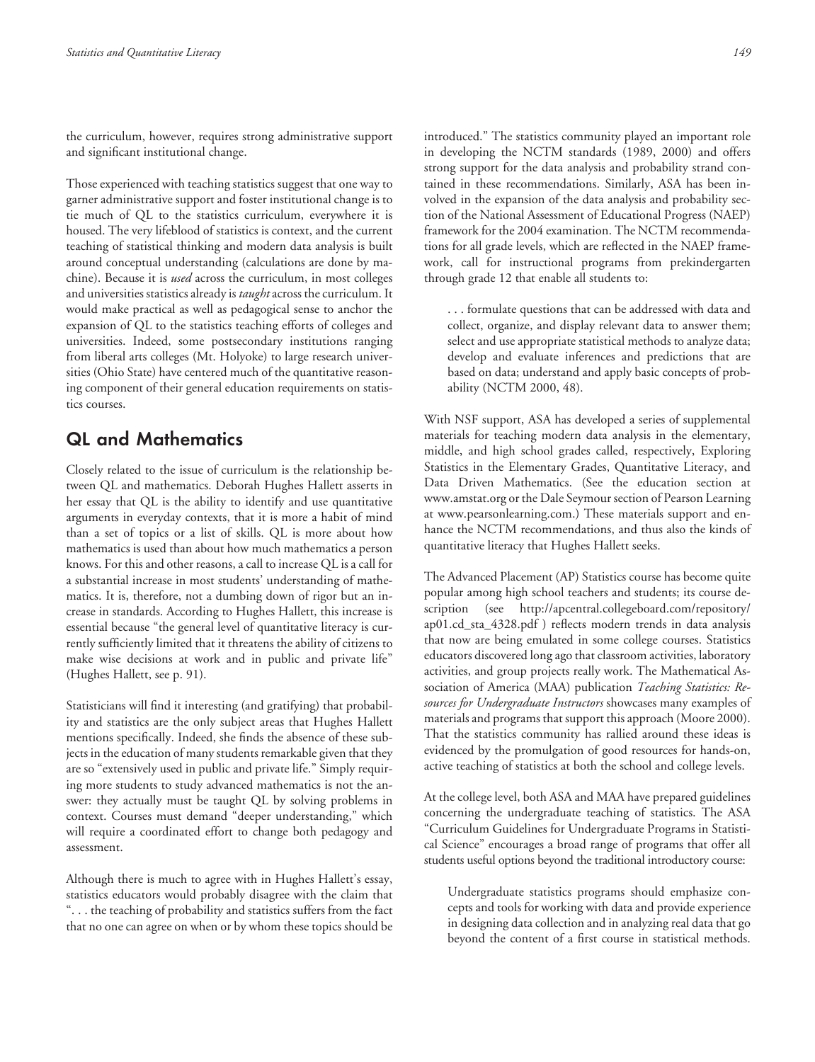the curriculum, however, requires strong administrative support and significant institutional change.

Those experienced with teaching statistics suggest that one way to garner administrative support and foster institutional change is to tie much of QL to the statistics curriculum, everywhere it is housed. The very lifeblood of statistics is context, and the current teaching of statistical thinking and modern data analysis is built around conceptual understanding (calculations are done by machine). Because it is *used* across the curriculum, in most colleges and universities statistics already is *taught* across the curriculum. It would make practical as well as pedagogical sense to anchor the expansion of QL to the statistics teaching efforts of colleges and universities. Indeed, some postsecondary institutions ranging from liberal arts colleges (Mt. Holyoke) to large research universities (Ohio State) have centered much of the quantitative reasoning component of their general education requirements on statistics courses.

## QL and Mathematics

Closely related to the issue of curriculum is the relationship between QL and mathematics. Deborah Hughes Hallett asserts in her essay that QL is the ability to identify and use quantitative arguments in everyday contexts, that it is more a habit of mind than a set of topics or a list of skills. QL is more about how mathematics is used than about how much mathematics a person knows. For this and other reasons, a call to increase QL is a call for a substantial increase in most students' understanding of mathematics. It is, therefore, not a dumbing down of rigor but an increase in standards. According to Hughes Hallett, this increase is essential because "the general level of quantitative literacy is currently sufficiently limited that it threatens the ability of citizens to make wise decisions at work and in public and private life" (Hughes Hallett, see p. 91).

Statisticians will find it interesting (and gratifying) that probability and statistics are the only subject areas that Hughes Hallett mentions specifically. Indeed, she finds the absence of these subjects in the education of many students remarkable given that they are so "extensively used in public and private life." Simply requiring more students to study advanced mathematics is not the answer: they actually must be taught QL by solving problems in context. Courses must demand "deeper understanding," which will require a coordinated effort to change both pedagogy and assessment.

Although there is much to agree with in Hughes Hallett's essay, statistics educators would probably disagree with the claim that ". . . the teaching of probability and statistics suffers from the fact that no one can agree on when or by whom these topics should be introduced." The statistics community played an important role in developing the NCTM standards (1989, 2000) and offers strong support for the data analysis and probability strand contained in these recommendations. Similarly, ASA has been involved in the expansion of the data analysis and probability section of the National Assessment of Educational Progress (NAEP) framework for the 2004 examination. The NCTM recommendations for all grade levels, which are reflected in the NAEP framework, call for instructional programs from prekindergarten through grade 12 that enable all students to:

> . . . formulate questions that can be addressed with data and collect, organize, and display relevant data to answer them; select and use appropriate statistical methods to analyze data; develop and evaluate inferences and predictions that are based on data; understand and apply basic concepts of probability (NCTM 2000, 48).

With NSF support, ASA has developed a series of supplemental materials for teaching modern data analysis in the elementary, middle, and high school grades called, respectively, Exploring Statistics in the Elementary Grades, Quantitative Literacy, and Data Driven Mathematics. (See the education section at www.amstat.org or the Dale Seymour section of Pearson Learning at www.pearsonlearning.com.) These materials support and enhance the NCTM recommendations, and thus also the kinds of quantitative literacy that Hughes Hallett seeks.

The Advanced Placement (AP) Statistics course has become quite popular among high school teachers and students; its course description (see http://apcentral.collegeboard.com/repository/ap01.cd_sta_4328.pdf ) reflects modern trends in data analysis that now are being emulated in some college courses. Statistics educators discovered long ago that classroom activities, laboratory activities, and group projects really work. The Mathematical Association of America (MAA) publication *Teaching Statistics: Resources for Undergraduate Instructors* showcases many examples of materials and programs that support this approach (Moore 2000). That the statistics community has rallied around these ideas is evidenced by the promulgation of good resources for hands-on, active teaching of statistics at both the school and college levels.

At the college level, both ASA and MAA have prepared guidelines concerning the undergraduate teaching of statistics. The ASA "Curriculum Guidelines for Undergraduate Programs in Statistical Science" encourages a broad range of programs that offer all students useful options beyond the traditional introductory course:

> Undergraduate statistics programs should emphasize concepts and tools for working with data and provide experience in designing data collection and in analyzing real data that go beyond the content of a first course in statistical methods.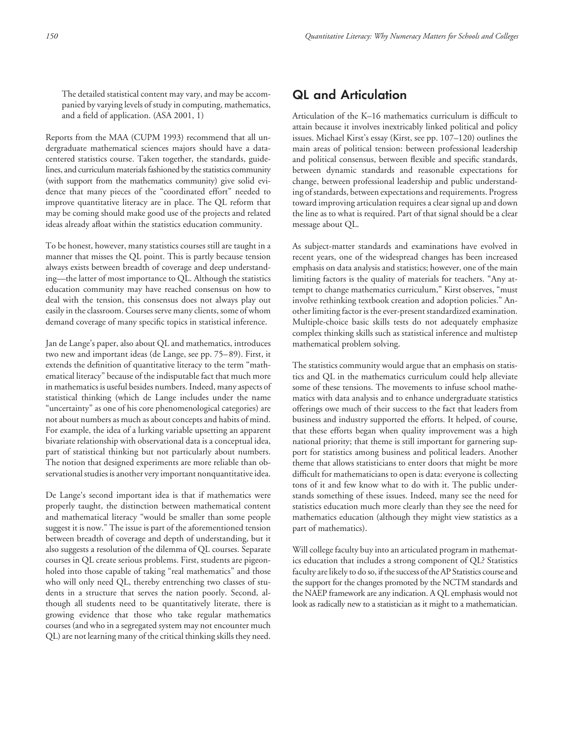> The detailed statistical content may vary, and may be accompanied by varying levels of study in computing, mathematics, and a field of application. (ASA 2001, 1)

Reports from the MAA (CUPM 1993) recommend that all undergraduate mathematical sciences majors should have a data-centered statistics course. Taken together, the standards, guidelines, and curriculum materials fashioned by the statistics community (with support from the mathematics community) give solid evidence that many pieces of the "coordinated effort" needed to improve quantitative literacy are in place. The QL reform that may be coming should make good use of the projects and related ideas already afloat within the statistics education community.

To be honest, however, many statistics courses still are taught in a manner that misses the QL point. This is partly because tension always exists between breadth of coverage and deep understanding—the latter of most importance to QL. Although the statistics education community may have reached consensus on how to deal with the tension, this consensus does not always play out easily in the classroom. Courses serve many clients, some of whom demand coverage of many specific topics in statistical inference.

Jan de Lange's paper, also about QL and mathematics, introduces two new and important ideas (de Lange, see pp. 75–89). First, it extends the definition of quantitative literacy to the term "mathematical literacy" because of the indisputable fact that much more in mathematics is useful besides numbers. Indeed, many aspects of statistical thinking (which de Lange includes under the name "uncertainty" as one of his core phenomenological categories) are not about numbers as much as about concepts and habits of mind. For example, the idea of a lurking variable upsetting an apparent bivariate relationship with observational data is a conceptual idea, part of statistical thinking but not particularly about numbers. The notion that designed experiments are more reliable than observational studies is another very important nonquantitative idea.

De Lange's second important idea is that if mathematics were properly taught, the distinction between mathematical content and mathematical literacy "would be smaller than some people suggest it is now." The issue is part of the aforementioned tension between breadth of coverage and depth of understanding, but it also suggests a resolution of the dilemma of QL courses. Separate courses in QL create serious problems. First, students are pigeonholed into those capable of taking "real mathematics" and those who will only need QL, thereby entrenching two classes of students in a structure that serves the nation poorly. Second, although all students need to be quantitatively literate, there is growing evidence that those who take regular mathematics courses (and who in a segregated system may not encounter much QL) are not learning many of the critical thinking skills they need.

## QL and Articulation

Articulation of the K–16 mathematics curriculum is difficult to attain because it involves inextricably linked political and policy issues. Michael Kirst's essay (Kirst, see pp. 107–120) outlines the main areas of political tension: between professional leadership and political consensus, between flexible and specific standards, between dynamic standards and reasonable expectations for change, between professional leadership and public understanding of standards, between expectations and requirements. Progress toward improving articulation requires a clear signal up and down the line as to what is required. Part of that signal should be a clear message about QL.

As subject-matter standards and examinations have evolved in recent years, one of the widespread changes has been increased emphasis on data analysis and statistics; however, one of the main limiting factors is the quality of materials for teachers. "Any attempt to change mathematics curriculum," Kirst observes, "must involve rethinking textbook creation and adoption policies." Another limiting factor is the ever-present standardized examination. Multiple-choice basic skills tests do not adequately emphasize complex thinking skills such as statistical inference and multistep mathematical problem solving.

The statistics community would argue that an emphasis on statistics and QL in the mathematics curriculum could help alleviate some of these tensions. The movements to infuse school mathematics with data analysis and to enhance undergraduate statistics offerings owe much of their success to the fact that leaders from business and industry supported the efforts. It helped, of course, that these efforts began when quality improvement was a high national priority; that theme is still important for garnering support for statistics among business and political leaders. Another theme that allows statisticians to enter doors that might be more difficult for mathematicians to open is data: everyone is collecting tons of it and few know what to do with it. The public understands something of these issues. Indeed, many see the need for statistics education much more clearly than they see the need for mathematics education (although they might view statistics as a part of mathematics).

Will college faculty buy into an articulated program in mathematics education that includes a strong component of QL? Statistics faculty are likely to do so, if the success of the AP Statistics course and the support for the changes promoted by the NCTM standards and the NAEP framework are any indication. A QL emphasis would not look as radically new to a statistician as it might to a mathematician.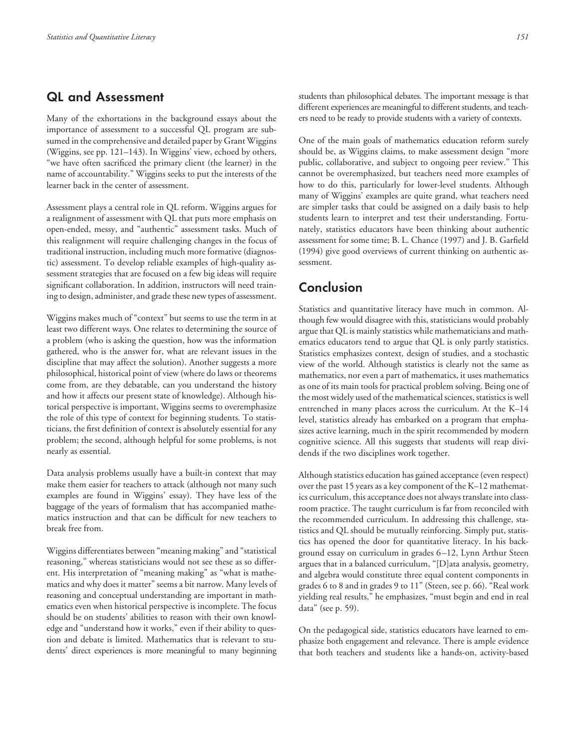## QL and Assessment

Many of the exhortations in the background essays about the importance of assessment to a successful QL program are subsumed in the comprehensive and detailed paper by Grant Wiggins (Wiggins, see pp. 121–143). In Wiggins' view, echoed by others, "we have often sacrificed the primary client (the learner) in the name of accountability." Wiggins seeks to put the interests of the learner back in the center of assessment.

Assessment plays a central role in QL reform. Wiggins argues for a realignment of assessment with QL that puts more emphasis on open-ended, messy, and "authentic" assessment tasks. Much of this realignment will require challenging changes in the focus of traditional instruction, including much more formative (diagnostic) assessment. To develop reliable examples of high-quality assessment strategies that are focused on a few big ideas will require significant collaboration. In addition, instructors will need training to design, administer, and grade these new types of assessment.

Wiggins makes much of "context" but seems to use the term in at least two different ways. One relates to determining the source of a problem (who is asking the question, how was the information gathered, who is the answer for, what are relevant issues in the discipline that may affect the solution). Another suggests a more philosophical, historical point of view (where do laws or theorems come from, are they debatable, can you understand the history and how it affects our present state of knowledge). Although historical perspective is important, Wiggins seems to overemphasize the role of this type of context for beginning students. To statisticians, the first definition of context is absolutely essential for any problem; the second, although helpful for some problems, is not nearly as essential.

Data analysis problems usually have a built-in context that may make them easier for teachers to attack (although not many such examples are found in Wiggins' essay). They have less of the baggage of the years of formalism that has accompanied mathematics instruction and that can be difficult for new teachers to break free from.

Wiggins differentiates between "meaning making" and "statistical reasoning," whereas statisticians would not see these as so different. His interpretation of "meaning making" as "what is mathematics and why does it matter" seems a bit narrow. Many levels of reasoning and conceptual understanding are important in mathematics even when historical perspective is incomplete. The focus should be on students' abilities to reason with their own knowledge and "understand how it works," even if their ability to question and debate is limited. Mathematics that is relevant to students' direct experiences is more meaningful to many beginning students than philosophical debates. The important message is that different experiences are meaningful to different students, and teachers need to be ready to provide students with a variety of contexts.

One of the main goals of mathematics education reform surely should be, as Wiggins claims, to make assessment design "more public, collaborative, and subject to ongoing peer review." This cannot be overemphasized, but teachers need more examples of how to do this, particularly for lower-level students. Although many of Wiggins' examples are quite grand, what teachers need are simpler tasks that could be assigned on a daily basis to help students learn to interpret and test their understanding. Fortunately, statistics educators have been thinking about authentic assessment for some time; B. L. Chance (1997) and J. B. Garfield (1994) give good overviews of current thinking on authentic assessment.

## Conclusion

Statistics and quantitative literacy have much in common. Although few would disagree with this, statisticians would probably argue that QL is mainly statistics while mathematicians and mathematics educators tend to argue that QL is only partly statistics. Statistics emphasizes context, design of studies, and a stochastic view of the world. Although statistics is clearly not the same as mathematics, nor even a part of mathematics, it uses mathematics as one of its main tools for practical problem solving. Being one of the most widely used of the mathematical sciences, statistics is well entrenched in many places across the curriculum. At the K–14 level, statistics already has embarked on a program that emphasizes active learning, much in the spirit recommended by modern cognitive science. All this suggests that students will reap dividends if the two disciplines work together.

Although statistics education has gained acceptance (even respect) over the past 15 years as a key component of the K–12 mathematics curriculum, this acceptance does not always translate into classroom practice. The taught curriculum is far from reconciled with the recommended curriculum. In addressing this challenge, statistics and QL should be mutually reinforcing. Simply put, statistics has opened the door for quantitative literacy. In his background essay on curriculum in grades 6–12, Lynn Arthur Steen argues that in a balanced curriculum, "[D]ata analysis, geometry, and algebra would constitute three equal content components in grades 6 to 8 and in grades 9 to 11" (Steen, see p. 66). "Real work yielding real results," he emphasizes, "must begin and end in real data" (see p. 59).

On the pedagogical side, statistics educators have learned to emphasize both engagement and relevance. There is ample evidence that both teachers and students like a hands-on, activity-based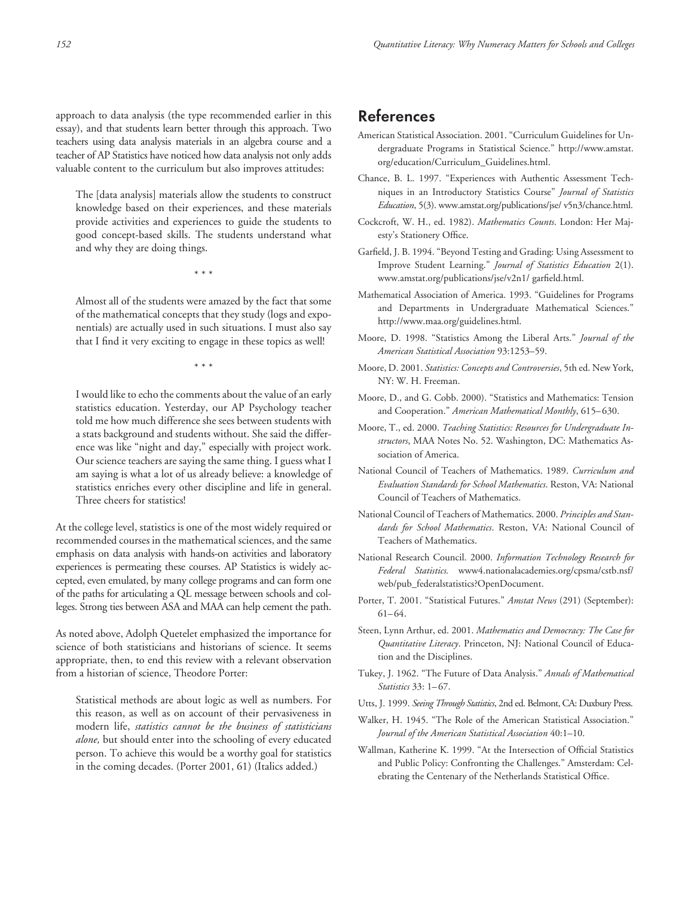approach to data analysis (the type recommended earlier in this essay), and that students learn better through this approach. Two teachers using data analysis materials in an algebra course and a teacher of AP Statistics have noticed how data analysis not only adds valuable content to the curriculum but also improves attitudes:

> The [data analysis] materials allow the students to construct knowledge based on their experiences, and these materials provide activities and experiences to guide the students to good concept-based skills. The students understand what and why they are doing things.
>
> \* \* \*
>
> Almost all of the students were amazed by the fact that some of the mathematical concepts that they study (logs and exponentials) are actually used in such situations. I must also say that I find it very exciting to engage in these topics as well!
>
> \* \* \*
>
> I would like to echo the comments about the value of an early statistics education. Yesterday, our AP Psychology teacher told me how much difference she sees between students with a stats background and students without. She said the difference was like "night and day," especially with project work. Our science teachers are saying the same thing. I guess what I am saying is what a lot of us already believe: a knowledge of statistics enriches every other discipline and life in general. Three cheers for statistics!

At the college level, statistics is one of the most widely required or recommended courses in the mathematical sciences, and the same emphasis on data analysis with hands-on activities and laboratory experiences is permeating these courses. AP Statistics is widely accepted, even emulated, by many college programs and can form one of the paths for articulating a QL message between schools and colleges. Strong ties between ASA and MAA can help cement the path.

As noted above, Adolph Quetelet emphasized the importance for science of both statisticians and historians of science. It seems appropriate, then, to end this review with a relevant observation from a historian of science, Theodore Porter:

> Statistical methods are about logic as well as numbers. For this reason, as well as on account of their pervasiveness in modern life, *statistics cannot be the business of statisticians alone,* but should enter into the schooling of every educated person. To achieve this would be a worthy goal for statistics in the coming decades. (Porter 2001, 61) (Italics added.)

## References

American Statistical Association. 2001. "Curriculum Guidelines for Undergraduate Programs in Statistical Science." http://www.amstat.org/education/Curriculum_Guidelines.html.

Chance, B. L. 1997. "Experiences with Authentic Assessment Techniques in an Introductory Statistics Course" *Journal of Statistics Education*, 5(3). www.amstat.org/publications/jse/ v5n3/chance.html.

Cockcroft, W. H., ed. 1982). *Mathematics Counts*. London: Her Majesty's Stationery Office.

Garfield, J. B. 1994. "Beyond Testing and Grading: Using Assessment to Improve Student Learning." *Journal of Statistics Education* 2(1). www.amstat.org/publications/jse/v2n1/ garfield.html.

Mathematical Association of America. 1993. "Guidelines for Programs and Departments in Undergraduate Mathematical Sciences." http://www.maa.org/guidelines.html.

Moore, D. 1998. "Statistics Among the Liberal Arts." *Journal of the American Statistical Association* 93:1253–59.

Moore, D. 2001. *Statistics: Concepts and Controversies*, 5th ed. New York, NY: W. H. Freeman.

Moore, D., and G. Cobb. 2000). "Statistics and Mathematics: Tension and Cooperation." *American Mathematical Monthly*, 615–630.

Moore, T., ed. 2000. *Teaching Statistics: Resources for Undergraduate Instructors*, MAA Notes No. 52. Washington, DC: Mathematics Association of America.

National Council of Teachers of Mathematics. 1989. *Curriculum and Evaluation Standards for School Mathematics*. Reston, VA: National Council of Teachers of Mathematics.

National Council of Teachers of Mathematics. 2000. *Principles and Standards for School Mathematics*. Reston, VA: National Council of Teachers of Mathematics.

National Research Council. 2000. *Information Technology Research for Federal Statistics.* www4.nationalacademies.org/cpsma/cstb.nsf/web/pub_federalstatistics?OpenDocument.

Porter, T. 2001. "Statistical Futures." *Amstat News* (291) (September): 61–64.

Steen, Lynn Arthur, ed. 2001. *Mathematics and Democracy: The Case for Quantitative Literacy*. Princeton, NJ: National Council of Education and the Disciplines.

Tukey, J. 1962. "The Future of Data Analysis." *Annals of Mathematical Statistics* 33: 1–67.

Utts, J. 1999. *Seeing Through Statistics*, 2nd ed. Belmont, CA: Duxbury Press.

Walker, H. 1945. "The Role of the American Statistical Association." *Journal of the American Statistical Association* 40:1–10.

Wallman, Katherine K. 1999. "At the Intersection of Official Statistics and Public Policy: Confronting the Challenges." Amsterdam: Celebrating the Centenary of the Netherlands Statistical Office.